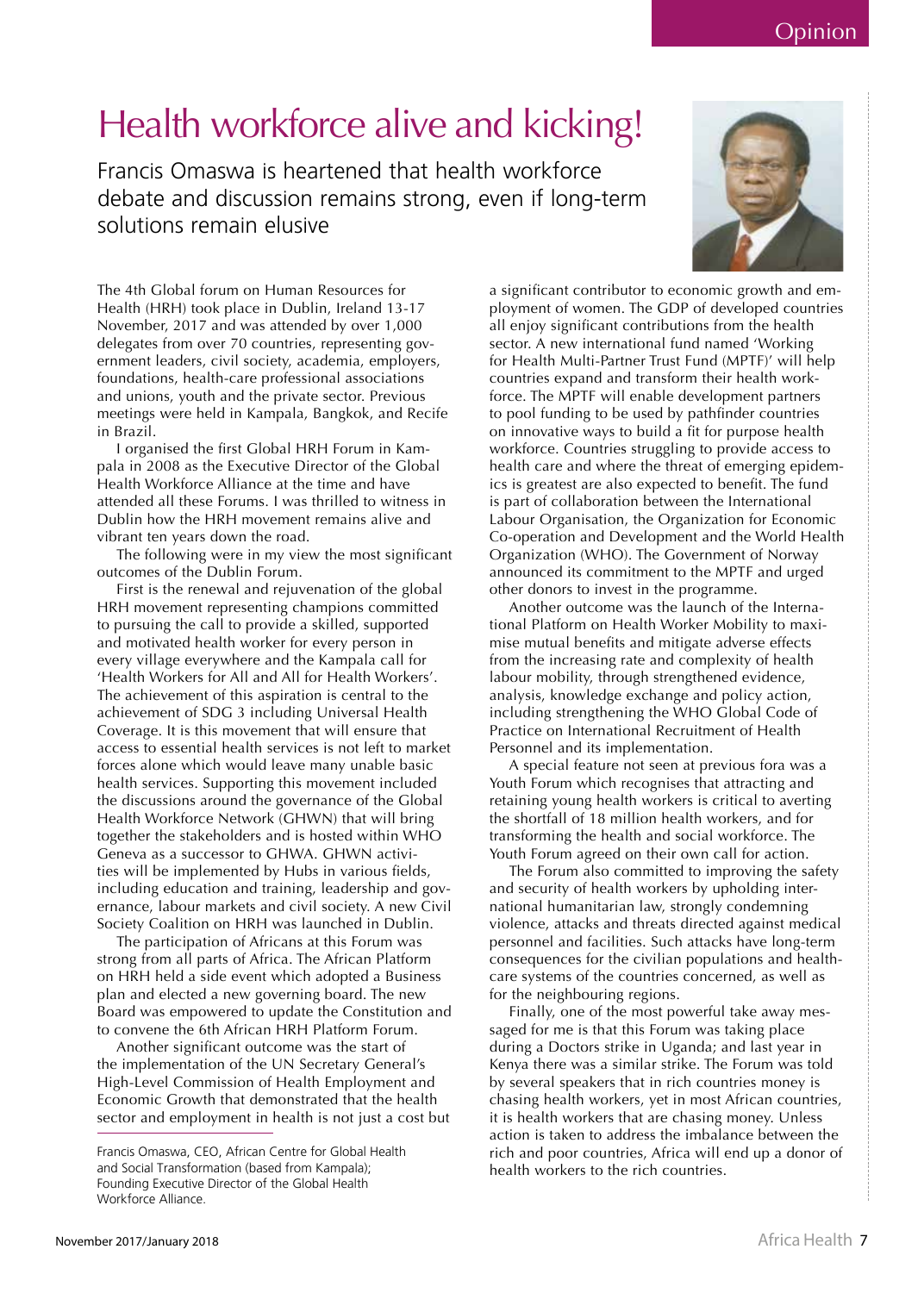# Health workforce alive and kicking!

Francis Omaswa is heartened that health workforce debate and discussion remains strong, even if long-term solutions remain elusive

The 4th Global forum on Human Resources for Health (HRH) took place in Dublin, Ireland 13-17 November, 2017 and was attended by over 1,000 delegates from over 70 countries, representing government leaders, civil society, academia, employers, foundations, health-care professional associations and unions, youth and the private sector. Previous meetings were held in Kampala, Bangkok, and Recife in Brazil.

I organised the first Global HRH Forum in Kampala in 2008 as the Executive Director of the Global Health Workforce Alliance at the time and have attended all these Forums. I was thrilled to witness in Dublin how the HRH movement remains alive and vibrant ten years down the road.

The following were in my view the most significant outcomes of the Dublin Forum.

First is the renewal and rejuvenation of the global HRH movement representing champions committed to pursuing the call to provide a skilled, supported and motivated health worker for every person in every village everywhere and the Kampala call for 'Health Workers for All and All for Health Workers'. The achievement of this aspiration is central to the achievement of SDG 3 including Universal Health Coverage. It is this movement that will ensure that access to essential health services is not left to market forces alone which would leave many unable basic health services. Supporting this movement included the discussions around the governance of the Global Health Workforce Network (GHWN) that will bring together the stakeholders and is hosted within WHO Geneva as a successor to GHWA. GHWN activities will be implemented by Hubs in various fields, including education and training, leadership and governance, labour markets and civil society. A new Civil Society Coalition on HRH was launched in Dublin.

The participation of Africans at this Forum was strong from all parts of Africa. The African Platform on HRH held a side event which adopted a Business plan and elected a new governing board. The new Board was empowered to update the Constitution and to convene the 6th African HRH Platform Forum.

Another significant outcome was the start of the implementation of the UN Secretary General's High-Level Commission of Health Employment and Economic Growth that demonstrated that the health sector and employment in health is not just a cost but a significant contributor to economic growth and employment of women. The GDP of developed countries all enjoy significant contributions from the health sector. A new international fund named 'Working for Health Multi-Partner Trust Fund (MPTF)' will help countries expand and transform their health workforce. The MPTF will enable development partners to pool funding to be used by pathfinder countries on innovative ways to build a fit for purpose health workforce. Countries struggling to provide access to health care and where the threat of emerging epidemics is greatest are also expected to benefit. The fund is part of collaboration between the International Labour Organisation, the Organization for Economic Co-operation and Development and the World Health Organization (WHO). The Government of Norway announced its commitment to the MPTF and urged other donors to invest in the programme.

Another outcome was the launch of the International Platform on Health Worker Mobility to maximise mutual benefits and mitigate adverse effects from the increasing rate and complexity of health labour mobility, through strengthened evidence, analysis, knowledge exchange and policy action, including strengthening the WHO Global Code of Practice on International Recruitment of Health Personnel and its implementation.

A special feature not seen at previous fora was a Youth Forum which recognises that attracting and retaining young health workers is critical to averting the shortfall of 18 million health workers, and for transforming the health and social workforce. The Youth Forum agreed on their own call for action.

The Forum also committed to improving the safety and security of health workers by upholding international humanitarian law, strongly condemning violence, attacks and threats directed against medical personnel and facilities. Such attacks have long-term consequences for the civilian populations and healthcare systems of the countries concerned, as well as for the neighbouring regions.

Finally, one of the most powerful take away messaged for me is that this Forum was taking place during a Doctors strike in Uganda; and last year in Kenya there was a similar strike. The Forum was told by several speakers that in rich countries money is chasing health workers, yet in most African countries, it is health workers that are chasing money. Unless action is taken to address the imbalance between the rich and poor countries, Africa will end up a donor of health workers to the rich countries.

Francis Omaswa, CEO, African Centre for Global Health and Social Transformation (based from Kampala); Founding Executive Director of the Global Health Workforce Alliance.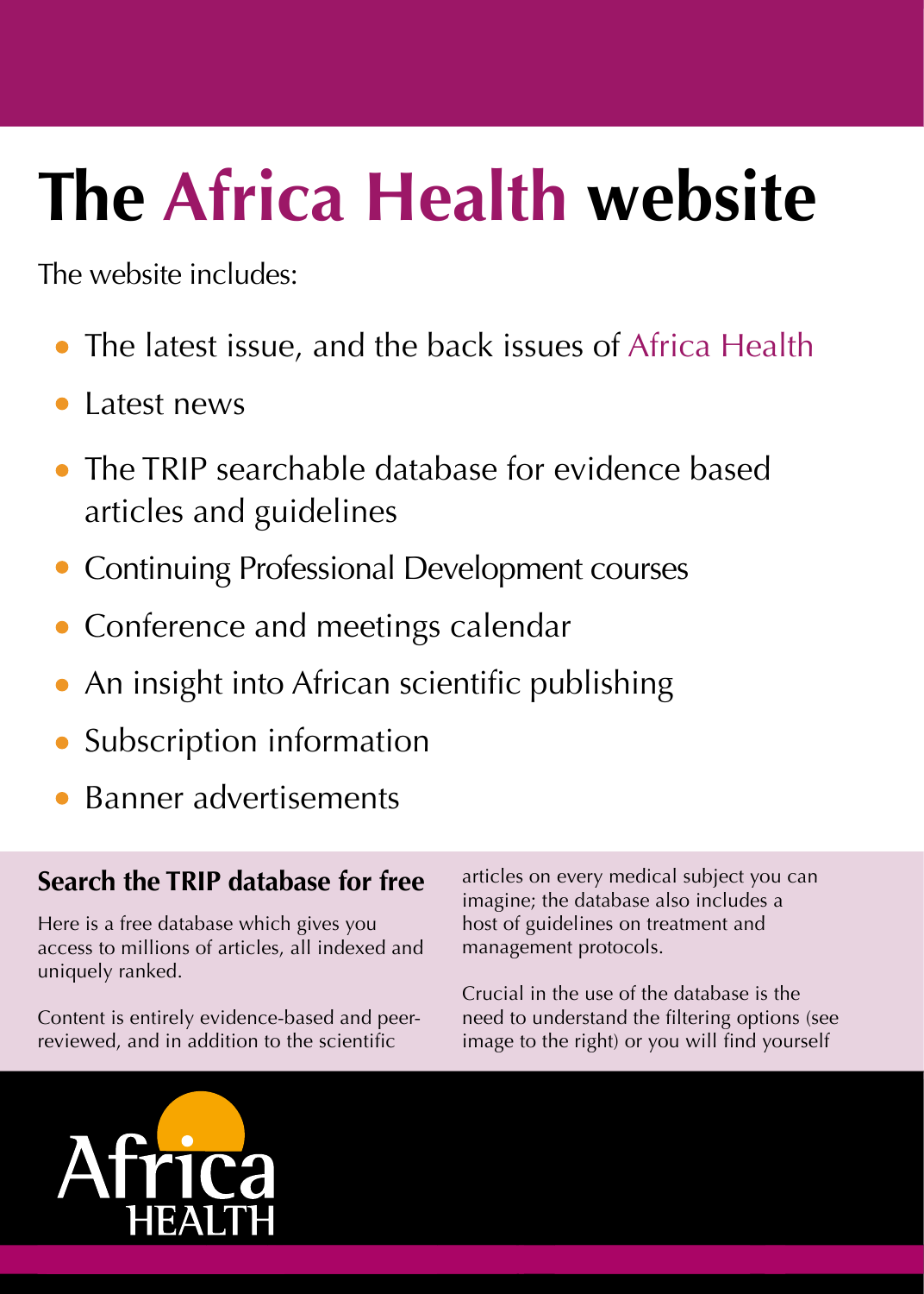# The Africa Health website

The website includes:

- The latest issue, and the back issues of Africa Health
- Latest news
- The TRIP searchable database for evidence based articles and guidelines
- Continuing Professional Development courses
- Conference and meetings calendar
- An insight into African scientific publishing
- Subscription information
- Banner advertisements

## Search the TRIP database for free

Here is a free database which gives you access to millions of articles, all indexed and uniquely ranked.

Content is entirely evidence-based and peer-reviewed, and in addition to the scientific articles on every medical subject you can imagine; the database also includes a host of guidelines on treatment and management protocols.

Crucial in the use of the database is the need to understand the filtering options (see image to the right) or you will find yourself

Africa HEALTH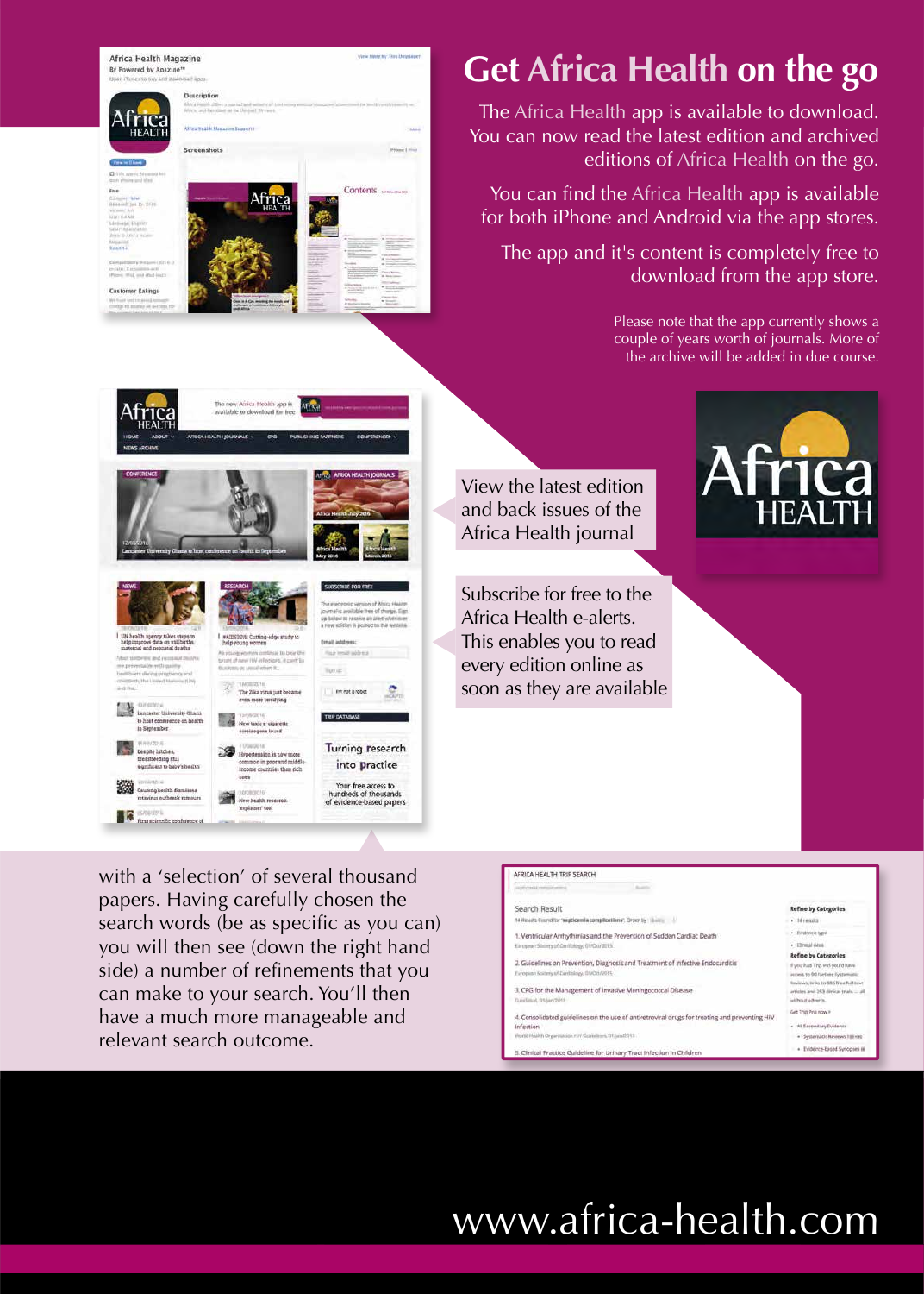# Get Africa Health on the go

The Africa Health app is available to download. You can now read the latest edition and archived editions of Africa Health on the go.

You can find the Africa Health app is available for both iPhone and Android via the app stores.

The app and it's content is completely free to download from the app store.

Please note that the app currently shows a couple of years worth of journals. More of the archive will be added in due course.

View the latest edition and back issues of the Africa Health journal

Subscribe for free to the Africa Health e-alerts. This enables you to read every edition online as soon as they are available

with a 'selection' of several thousand papers. Having carefully chosen the search words (be as specific as you can) you will then see (down the right hand side) a number of refinements that you can make to your search. You'll then have a much more manageable and relevant search outcome.

www.africa-health.com